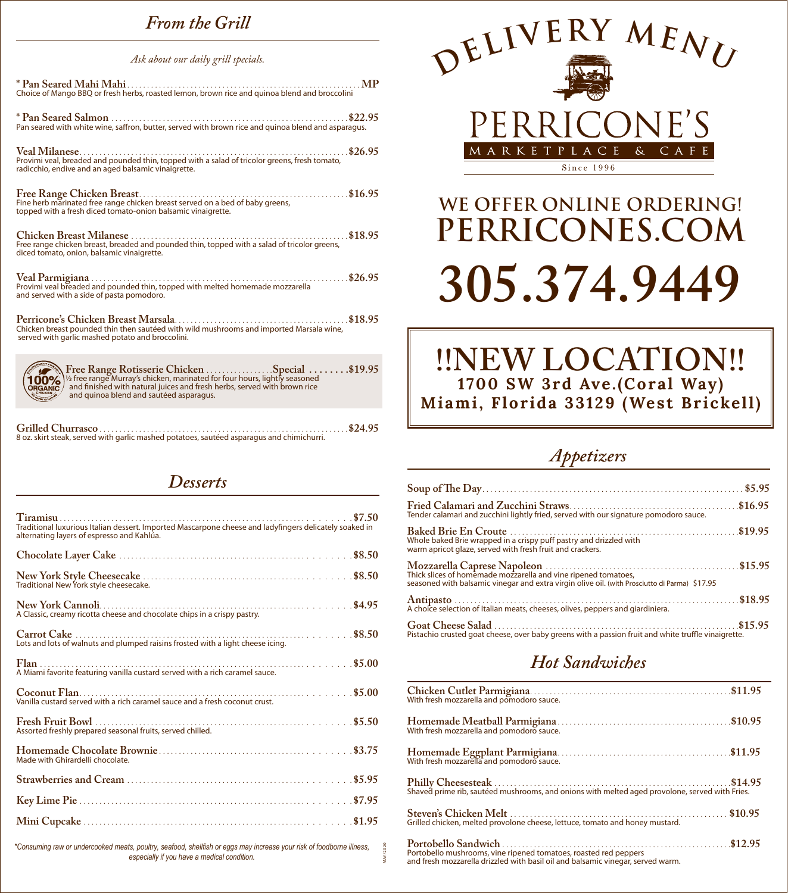# DELIVERY MENU

# PERRICONE'S

MARKETPLACE & CAFE

Since 1996

## WE OFFER ONLINE ORDERING!

## PERRICONES.COM

# 305.374.9449

## !!NEW LOCATION!!

**1700 SW 3rd Ave.(Coral Way)**
**Miami, Florida 33129 (West Brickell)**

## *From the Grill*

*Ask about our daily grill specials.*

**\* Pan Seared Mahi Mahi** .......... **MP**
Choice of Mango BBQ or fresh herbs, roasted lemon, brown rice and quinoa blend and broccolini

**\* Pan Seared Salmon** .......... **$22.95**
Pan seared with white wine, saffron, butter, served with brown rice and quinoa blend and asparagus.

**Veal Milanese** .......... **$26.95**
Provimi veal, breaded and pounded thin, topped with a salad of tricolor greens, fresh tomato, radicchio, endive and an aged balsamic vinaigrette.

**Free Range Chicken Breast** .......... **$16.95**
Fine herb marinated free range chicken breast served on a bed of baby greens, topped with a fresh diced tomato-onion balsamic vinaigrette.

**Chicken Breast Milanese** .......... **$18.95**
Free range chicken breast, breaded and pounded thin, topped with a salad of tricolor greens, diced tomato, onion, balsamic vinaigrette.

**Veal Parmigiana** .......... **$26.95**
Provimi veal breaded and pounded thin, topped with melted homemade mozzarella and served with a side of pasta pomodoro.

**Perricone's Chicken Breast Marsala** .......... **$18.95**
Chicken breast pounded thin then sautéed with wild mushrooms and imported Marsala wine, served with garlic mashed potato and broccolini.

100% ORGANIC CHICKEN

**Free Range Rotisserie Chicken** .......... **Special** .......... **$19.95**
½ free range Murray's chicken, marinated for four hours, lightly seasoned and finished with natural juices and fresh herbs, served with brown rice and quinoa blend and sautéed asparagus.

**Grilled Churrasco** .......... **$24.95**
8 oz. skirt steak, served with garlic mashed potatoes, sautéed asparagus and chimichurri.

## *Desserts*

**Tiramisu** .......... **$7.50**
Traditional luxurious Italian dessert. Imported Mascarpone cheese and ladyfingers delicately soaked in alternating layers of espresso and Kahlúa.

**Chocolate Layer Cake** .......... **$8.50**

**New York Style Cheesecake** .......... **$8.50**
Traditional New York style cheesecake.

**New York Cannoli** .......... **$4.95**
A Classic, creamy ricotta cheese and chocolate chips in a crispy pastry.

**Carrot Cake** .......... **$8.50**
Lots and lots of walnuts and plumped raisins frosted with a light cheese icing.

**Flan** .......... **$5.00**
A Miami favorite featuring vanilla custard served with a rich caramel sauce.

**Coconut Flan** .......... **$5.00**
Vanilla custard served with a rich caramel sauce and a fresh coconut crust.

**Fresh Fruit Bowl** .......... **$5.50**
Assorted freshly prepared seasonal fruits, served chilled.

**Homemade Chocolate Brownie** .......... **$3.75**
Made with Ghirardelli chocolate.

**Strawberries and Cream** .......... **$5.95**

**Key Lime Pie** .......... **$7.95**

**Mini Cupcake** .......... **$1.95**

*\*Consuming raw or undercooked meats, poultry, seafood, shellfish or eggs may increase your risk of foodborne illness, especially if you have a medical condition.*

MAY 2020

## *Appetizers*

**Soup of The Day** .......... **$5.95**

**Fried Calamari and Zucchini Straws** .......... **$16.95**
Tender calamari and zucchini lightly fried, served with our signature pomodoro sauce.

**Baked Brie En Croute** .......... **$19.95**
Whole baked Brie wrapped in a crispy puff pastry and drizzled with warm apricot glaze, served with fresh fruit and crackers.

**Mozzarella Caprese Napoleon** .......... **$15.95**
Thick slices of homemade mozzarella and vine ripened tomatoes, seasoned with balsamic vinegar and extra virgin olive oil. (with Prosciutto di Parma) $17.95

**Antipasto** .......... **$18.95**
A choice selection of Italian meats, cheeses, olives, peppers and giardiniera.

**Goat Cheese Salad** .......... **$15.95**
Pistachio crusted goat cheese, over baby greens with a passion fruit and white truffle vinaigrette.

## *Hot Sandwiches*

**Chicken Cutlet Parmigiana** .......... **$11.95**
With fresh mozzarella and pomodoro sauce.

**Homemade Meatball Parmigiana** .......... **$10.95**
With fresh mozzarella and pomodoro sauce.

**Homemade Eggplant Parmigiana** .......... **$11.95**
With fresh mozzarella and pomodoro sauce.

**Philly Cheesesteak** .......... **$14.95**
Shaved prime rib, sautéed mushrooms, and onions with melted aged provolone, served with Fries.

**Steven's Chicken Melt** .......... **$10.95**
Grilled chicken, melted provolone cheese, lettuce, tomato and honey mustard.

**Portobello Sandwich** .......... **$12.95**
Portobello mushrooms, vine ripened tomatoes, roasted red peppers and fresh mozzarella drizzled with basil oil and balsamic vinegar, served warm.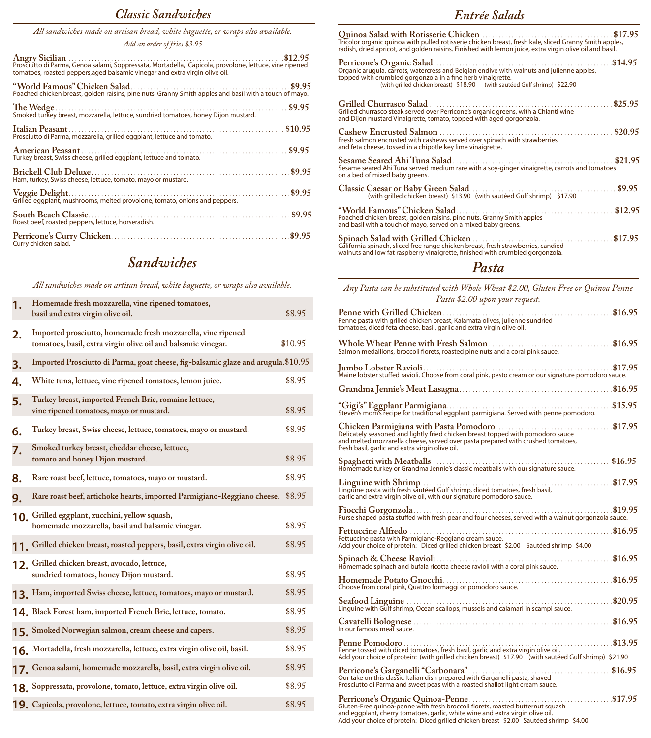## *Classic Sandwiches*

*All sandwiches made on artisan bread, white baguette, or wraps also available.*

*Add an order of fries $3.95*

**Angry Sicilian** .......... **$12.95**
Prosciutto di Parma, Genoa salami, Soppressata, Mortadella, Capicola, provolone, lettuce, vine ripened tomatoes, roasted peppers,aged balsamic vinegar and extra virgin olive oil.

**"World Famous" Chicken Salad** .......... **$9.95**
Poached chicken breast, golden raisins, pine nuts, Granny Smith apples and basil with a touch of mayo.

**The Wedge** .......... **$9.95**
Smoked turkey breast, mozzarella, lettuce, sundried tomatoes, honey Dijon mustard.

**Italian Peasant** .......... **$10.95**
Prosciutto di Parma, mozzarella, grilled eggplant, lettuce and tomato.

**American Peasant** .......... **$9.95**
Turkey breast, Swiss cheese, grilled eggplant, lettuce and tomato.

**Brickell Club Deluxe** .......... **$9.95**
Ham, turkey, Swiss cheese, lettuce, tomato, mayo or mustard.

**Veggie Delight** .......... **$9.95**
Grilled eggplant, mushrooms, melted provolone, tomato, onions and peppers.

**South Beach Classic** .......... **$9.95**
Roast beef, roasted peppers, lettuce, horseradish.

**Perricone's Curry Chicken** .......... **$9.95**
Curry chicken salad.

## *Sandwiches*

*All sandwiches made on artisan bread, white baguette, or wraps also available.*

| | | |
|---|---|---|
| **1.** | Homemade fresh mozzarella, vine ripened tomatoes, basil and extra virgin olive oil. | $8.95 |
| **2.** | Imported prosciutto, homemade fresh mozzarella, vine ripened tomatoes, basil, extra virgin olive oil and balsamic vinegar. | $10.95 |
| **3.** | Imported Prosciutto di Parma, goat cheese, fig-balsamic glaze and arugula. | $10.95 |
| **4.** | White tuna, lettuce, vine ripened tomatoes, lemon juice. | $8.95 |
| **5.** | Turkey breast, imported French Brie, romaine lettuce, vine ripened tomatoes, mayo or mustard. | $8.95 |
| **6.** | Turkey breast, Swiss cheese, lettuce, tomatoes, mayo or mustard. | $8.95 |
| **7.** | Smoked turkey breast, cheddar cheese, lettuce, tomato and honey Dijon mustard. | $8.95 |
| **8.** | Rare roast beef, lettuce, tomatoes, mayo or mustard. | $8.95 |
| **9.** | Rare roast beef, artichoke hearts, imported Parmigiano-Reggiano cheese. | $8.95 |
| **10.** | Grilled eggplant, zucchini, yellow squash, homemade mozzarella, basil and balsamic vinegar. | $8.95 |
| **11.** | Grilled chicken breast, roasted peppers, basil, extra virgin olive oil. | $8.95 |
| **12.** | Grilled chicken breast, avocado, lettuce, sundried tomatoes, honey Dijon mustard. | $8.95 |
| **13.** | Ham, imported Swiss cheese, lettuce, tomatoes, mayo or mustard. | $8.95 |
| **14.** | Black Forest ham, imported French Brie, lettuce, tomato. | $8.95 |
| **15.** | Smoked Norwegian salmon, cream cheese and capers. | $8.95 |
| **16.** | Mortadella, fresh mozzarella, lettuce, extra virgin olive oil, basil. | $8.95 |
| **17.** | Genoa salami, homemade mozzarella, basil, extra virgin olive oil. | $8.95 |
| **18.** | Soppressata, provolone, tomato, lettuce, extra virgin olive oil. | $8.95 |
| **19.** | Capicola, provolone, lettuce, tomato, extra virgin olive oil. | $8.95 |

## *Entrée Salads*

**Quinoa Salad with Rotisserie Chicken** .......... **$17.95**
Tricolor organic quinoa with pulled rotisserie chicken breast, fresh kale, sliced Granny Smith apples, radish, dried apricot, and golden raisins. Finished with lemon juice, extra virgin olive oil and basil.

**Perricone's Organic Salad** .......... **$14.95**
Organic arugula, carrots, watercress and Belgian endive with walnuts and julienne apples, topped with crumbled gorgonzola in a fine herb vinaigrette.
(with grilled chicken breast) $18.90 (with sautéed Gulf shrimp) $22.90

**Grilled Churrasco Salad** .......... **$25.95**
Grilled churrasco steak served over Perricone's organic greens, with a Chianti wine and Dijon mustard Vinaigrette, tomato, topped with aged gorgonzola.

**Cashew Encrusted Salmon** .......... **$20.95**
Fresh salmon encrusted with cashews served over spinach with strawberries and feta cheese, tossed in a chipotle key lime vinaigrette.

**Sesame Seared Ahi Tuna Salad** .......... **$21.95**
Sesame seared Ahi Tuna served medium rare with a soy-ginger vinaigrette, carrots and tomatoes on a bed of mixed baby greens.

**Classic Caesar or Baby Green Salad** .......... **$9.95**
(with grilled chicken breast) $13.90 (with sautéed Gulf shrimp) $17.90

**"World Famous" Chicken Salad** .......... **$12.95**
Poached chicken breast, golden raisins, pine nuts, Granny Smith apples and basil with a touch of mayo, served on a mixed baby greens.

**Spinach Salad with Grilled Chicken** .......... **$17.95**
California spinach, sliced free range chicken breast, fresh strawberries, candied walnuts and low fat raspberry vinaigrette, finished with crumbled gorgonzola.

## *Pasta*

*Any Pasta can be substituted with Whole Wheat $2.00, Gluten Free or Quinoa Penne Pasta $2.00 upon your request.*

**Penne with Grilled Chicken** .......... **$16.95**
Penne pasta with grilled chicken breast, Kalamata olives, julienne sundried tomatoes, diced feta cheese, basil, garlic and extra virgin olive oil.

**Whole Wheat Penne with Fresh Salmon** .......... **$16.95**
Salmon medallions, broccoli florets, roasted pine nuts and a coral pink sauce.

**Jumbo Lobster Ravioli** .......... **$17.95**
Maine lobster stuffed ravioli. Choose from coral pink, pesto cream or our signature pomodoro sauce.

**Grandma Jennie's Meat Lasagna** .......... **$16.95**

**"Gigi's" Eggplant Parmigiana** .......... **$15.95**
Steven's mom's recipe for traditional eggplant parmigiana. Served with penne pomodoro.

**Chicken Parmigiana with Pasta Pomodoro** .......... **$17.95**
Delicately seasoned and lightly fried chicken breast topped with pomodoro sauce and melted mozzarella cheese, served over pasta prepared with crushed tomatoes, fresh basil, garlic and extra virgin olive oil.

**Spaghetti with Meatballs** .......... **$16.95**
Homemade turkey or Grandma Jennie's classic meatballs with our signature sauce.

**Linguine with Shrimp** .......... **$17.95**
Linguine pasta with fresh sautéed Gulf shrimp, diced tomatoes, fresh basil, garlic and extra virgin olive oil, with our signature pomodoro sauce.

**Fiocchi Gorgonzola** .......... **$19.95**
Purse shaped pasta stuffed with fresh pear and four cheeses, served with a walnut gorgonzola sauce.

**Fettuccine Alfredo** .......... **$16.95**
Fettuccine pasta with Parmigiano-Reggiano cream sauce.
Add your choice of protein: Diced grilled chicken breast $2.00 Sautéed shrimp $4.00

**Spinach & Cheese Ravioli** .......... **$16.95**
Homemade spinach and bufala ricotta cheese ravioli with a coral pink sauce.

**Homemade Potato Gnocchi** .......... **$16.95**
Choose from coral pink, Quattro formaggi or pomodoro sauce.

**Seafood Linguine** .......... **$20.95**
Linguine with Gulf shrimp, Ocean scallops, mussels and calamari in scampi sauce.

**Cavatelli Bolognese** .......... **$16.95**
In our famous meat sauce.

**Penne Pomodoro** .......... **$13.95**
Penne tossed with diced tomatoes, fresh basil, garlic and extra virgin olive oil.
Add your choice of protein: (with grilled chicken breast) $17.90 (with sautéed Gulf shrimp) $21.90

**Perricone's Garganelli "Carbonara"** .......... **$16.95**
Our take on this classic Italian dish prepared with Garganelli pasta, shaved Prosciutto di Parma and sweet peas with a roasted shallot light cream sauce.

**Perricone's Organic Quinoa-Penne** .......... **$17.95**
Gluten-Free quinoa-penne with fresh broccoli florets, roasted butternut squash and eggplant, cherry tomatoes, garlic, white wine and extra virgin olive oil.
Add your choice of protein: Diced grilled chicken breast $2.00 Sautéed shrimp $4.00